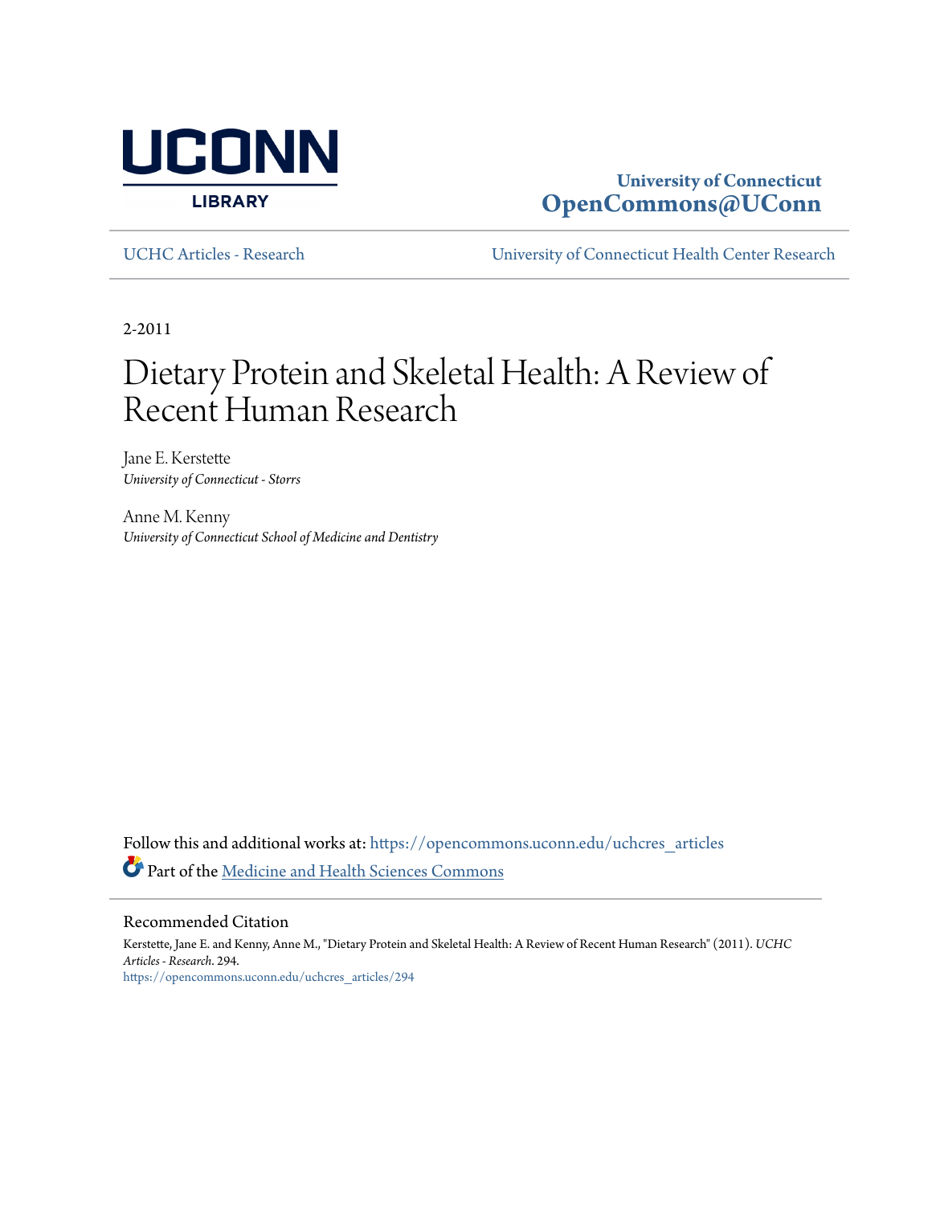University of Connecticut
**OpenCommons@UConn**

UCHC Articles - Research | University of Connecticut Health Center Research

2-2011

# Dietary Protein and Skeletal Health: A Review of Recent Human Research

Jane E. Kerstetter
*University of Connecticut - Storrs*

Anne M. Kenny
*University of Connecticut School of Medicine and Dentistry*

Follow this and additional works at: https://opencommons.uconn.edu/uchcres_articles

Part of the Medicine and Health Sciences Commons

## Recommended Citation

Kerstette, Jane E. and Kenny, Anne M., "Dietary Protein and Skeletal Health: A Review of Recent Human Research" (2011). *UCHC Articles - Research*. 294.
https://opencommons.uconn.edu/uchcres_articles/294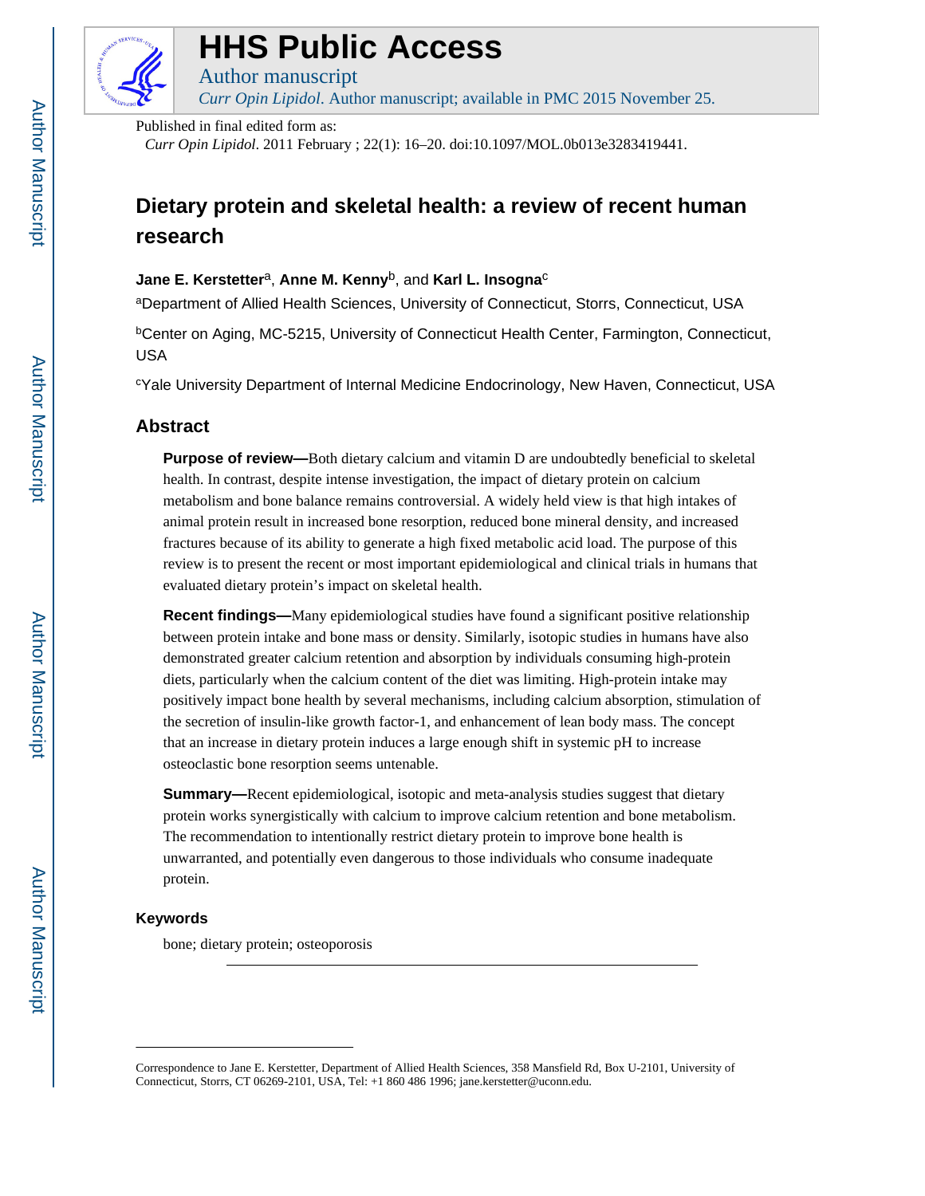Published in final edited form as:

*Curr Opin Lipidol*. 2011 February ; 22(1): 16–20. doi:10.1097/MOL.0b013e3283419441.

# Dietary protein and skeletal health: a review of recent human research

**Jane E. Kerstetter**[a], **Anne M. Kenny**[b], and **Karl L. Insogna**[c]

[a]Department of Allied Health Sciences, University of Connecticut, Storrs, Connecticut, USA

[b]Center on Aging, MC-5215, University of Connecticut Health Center, Farmington, Connecticut, USA

[c]Yale University Department of Internal Medicine Endocrinology, New Haven, Connecticut, USA

## Abstract

**Purpose of review—**Both dietary calcium and vitamin D are undoubtedly beneficial to skeletal health. In contrast, despite intense investigation, the impact of dietary protein on calcium metabolism and bone balance remains controversial. A widely held view is that high intakes of animal protein result in increased bone resorption, reduced bone mineral density, and increased fractures because of its ability to generate a high fixed metabolic acid load. The purpose of this review is to present the recent or most important epidemiological and clinical trials in humans that evaluated dietary protein's impact on skeletal health.

**Recent findings—**Many epidemiological studies have found a significant positive relationship between protein intake and bone mass or density. Similarly, isotopic studies in humans have also demonstrated greater calcium retention and absorption by individuals consuming high-protein diets, particularly when the calcium content of the diet was limiting. High-protein intake may positively impact bone health by several mechanisms, including calcium absorption, stimulation of the secretion of insulin-like growth factor-1, and enhancement of lean body mass. The concept that an increase in dietary protein induces a large enough shift in systemic pH to increase osteoclastic bone resorption seems untenable.

**Summary—**Recent epidemiological, isotopic and meta-analysis studies suggest that dietary protein works synergistically with calcium to improve calcium retention and bone metabolism. The recommendation to intentionally restrict dietary protein to improve bone health is unwarranted, and potentially even dangerous to those individuals who consume inadequate protein.

### Keywords

bone; dietary protein; osteoporosis

---

Correspondence to Jane E. Kerstetter, Department of Allied Health Sciences, 358 Mansfield Rd, Box U-2101, University of Connecticut, Storrs, CT 06269-2101, USA, Tel: +1 860 486 1996; jane.kerstetter@uconn.edu.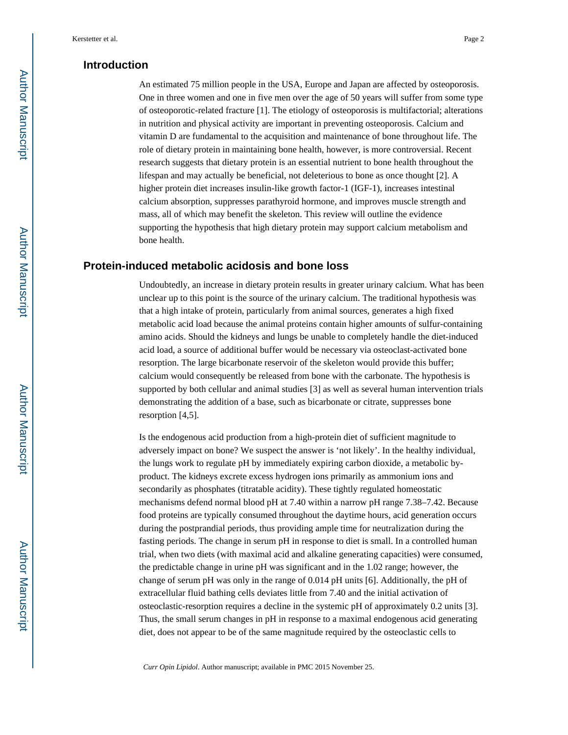## Introduction

An estimated 75 million people in the USA, Europe and Japan are affected by osteoporosis. One in three women and one in five men over the age of 50 years will suffer from some type of osteoporotic-related fracture [1]. The etiology of osteoporosis is multifactorial; alterations in nutrition and physical activity are important in preventing osteoporosis. Calcium and vitamin D are fundamental to the acquisition and maintenance of bone throughout life. The role of dietary protein in maintaining bone health, however, is more controversial. Recent research suggests that dietary protein is an essential nutrient to bone health throughout the lifespan and may actually be beneficial, not deleterious to bone as once thought [2]. A higher protein diet increases insulin-like growth factor-1 (IGF-1), increases intestinal calcium absorption, suppresses parathyroid hormone, and improves muscle strength and mass, all of which may benefit the skeleton. This review will outline the evidence supporting the hypothesis that high dietary protein may support calcium metabolism and bone health.

## Protein-induced metabolic acidosis and bone loss

Undoubtedly, an increase in dietary protein results in greater urinary calcium. What has been unclear up to this point is the source of the urinary calcium. The traditional hypothesis was that a high intake of protein, particularly from animal sources, generates a high fixed metabolic acid load because the animal proteins contain higher amounts of sulfur-containing amino acids. Should the kidneys and lungs be unable to completely handle the diet-induced acid load, a source of additional buffer would be necessary via osteoclast-activated bone resorption. The large bicarbonate reservoir of the skeleton would provide this buffer; calcium would consequently be released from bone with the carbonate. The hypothesis is supported by both cellular and animal studies [3] as well as several human intervention trials demonstrating the addition of a base, such as bicarbonate or citrate, suppresses bone resorption [4,5].

Is the endogenous acid production from a high-protein diet of sufficient magnitude to adversely impact on bone? We suspect the answer is 'not likely'. In the healthy individual, the lungs work to regulate pH by immediately expiring carbon dioxide, a metabolic by-product. The kidneys excrete excess hydrogen ions primarily as ammonium ions and secondarily as phosphates (titratable acidity). These tightly regulated homeostatic mechanisms defend normal blood pH at 7.40 within a narrow pH range 7.38–7.42. Because food proteins are typically consumed throughout the daytime hours, acid generation occurs during the postprandial periods, thus providing ample time for neutralization during the fasting periods. The change in serum pH in response to diet is small. In a controlled human trial, when two diets (with maximal acid and alkaline generating capacities) were consumed, the predictable change in urine pH was significant and in the 1.02 range; however, the change of serum pH was only in the range of 0.014 pH units [6]. Additionally, the pH of extracellular fluid bathing cells deviates little from 7.40 and the initial activation of osteoclastic-resorption requires a decline in the systemic pH of approximately 0.2 units [3]. Thus, the small serum changes in pH in response to a maximal endogenous acid generating diet, does not appear to be of the same magnitude required by the osteoclastic cells to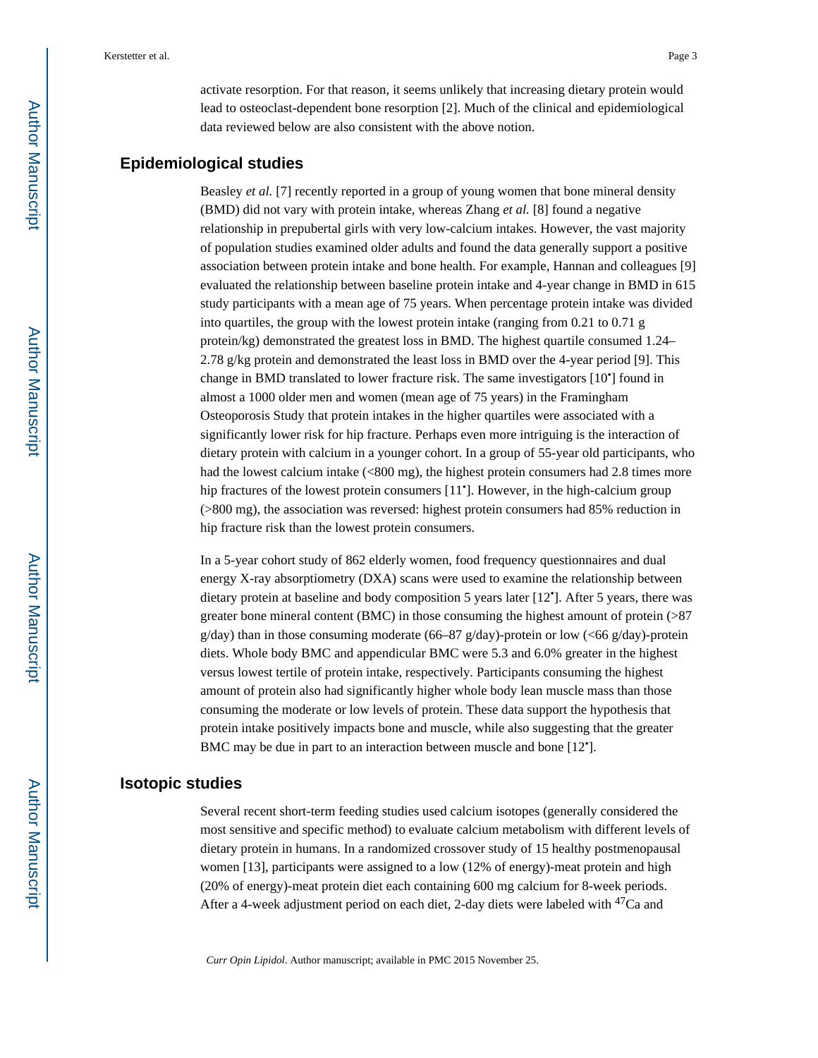activate resorption. For that reason, it seems unlikely that increasing dietary protein would lead to osteoclast-dependent bone resorption [2]. Much of the clinical and epidemiological data reviewed below are also consistent with the above notion.

## Epidemiological studies

Beasley *et al.* [7] recently reported in a group of young women that bone mineral density (BMD) did not vary with protein intake, whereas Zhang *et al.* [8] found a negative relationship in prepubertal girls with very low-calcium intakes. However, the vast majority of population studies examined older adults and found the data generally support a positive association between protein intake and bone health. For example, Hannan and colleagues [9] evaluated the relationship between baseline protein intake and 4-year change in BMD in 615 study participants with a mean age of 75 years. When percentage protein intake was divided into quartiles, the group with the lowest protein intake (ranging from 0.21 to 0.71 g protein/kg) demonstrated the greatest loss in BMD. The highest quartile consumed 1.24–2.78 g/kg protein and demonstrated the least loss in BMD over the 4-year period [9]. This change in BMD translated to lower fracture risk. The same investigators [10•] found in almost a 1000 older men and women (mean age of 75 years) in the Framingham Osteoporosis Study that protein intakes in the higher quartiles were associated with a significantly lower risk for hip fracture. Perhaps even more intriguing is the interaction of dietary protein with calcium in a younger cohort. In a group of 55-year old participants, who had the lowest calcium intake (<800 mg), the highest protein consumers had 2.8 times more hip fractures of the lowest protein consumers [11•]. However, in the high-calcium group (>800 mg), the association was reversed: highest protein consumers had 85% reduction in hip fracture risk than the lowest protein consumers.

In a 5-year cohort study of 862 elderly women, food frequency questionnaires and dual energy X-ray absorptiometry (DXA) scans were used to examine the relationship between dietary protein at baseline and body composition 5 years later [12•]. After 5 years, there was greater bone mineral content (BMC) in those consuming the highest amount of protein (>87 g/day) than in those consuming moderate (66–87 g/day)-protein or low (<66 g/day)-protein diets. Whole body BMC and appendicular BMC were 5.3 and 6.0% greater in the highest versus lowest tertile of protein intake, respectively. Participants consuming the highest amount of protein also had significantly higher whole body lean muscle mass than those consuming the moderate or low levels of protein. These data support the hypothesis that protein intake positively impacts bone and muscle, while also suggesting that the greater BMC may be due in part to an interaction between muscle and bone [12•].

## Isotopic studies

Several recent short-term feeding studies used calcium isotopes (generally considered the most sensitive and specific method) to evaluate calcium metabolism with different levels of dietary protein in humans. In a randomized crossover study of 15 healthy postmenopausal women [13], participants were assigned to a low (12% of energy)-meat protein and high (20% of energy)-meat protein diet each containing 600 mg calcium for 8-week periods. After a 4-week adjustment period on each diet, 2-day diets were labeled with $^{47}$Ca and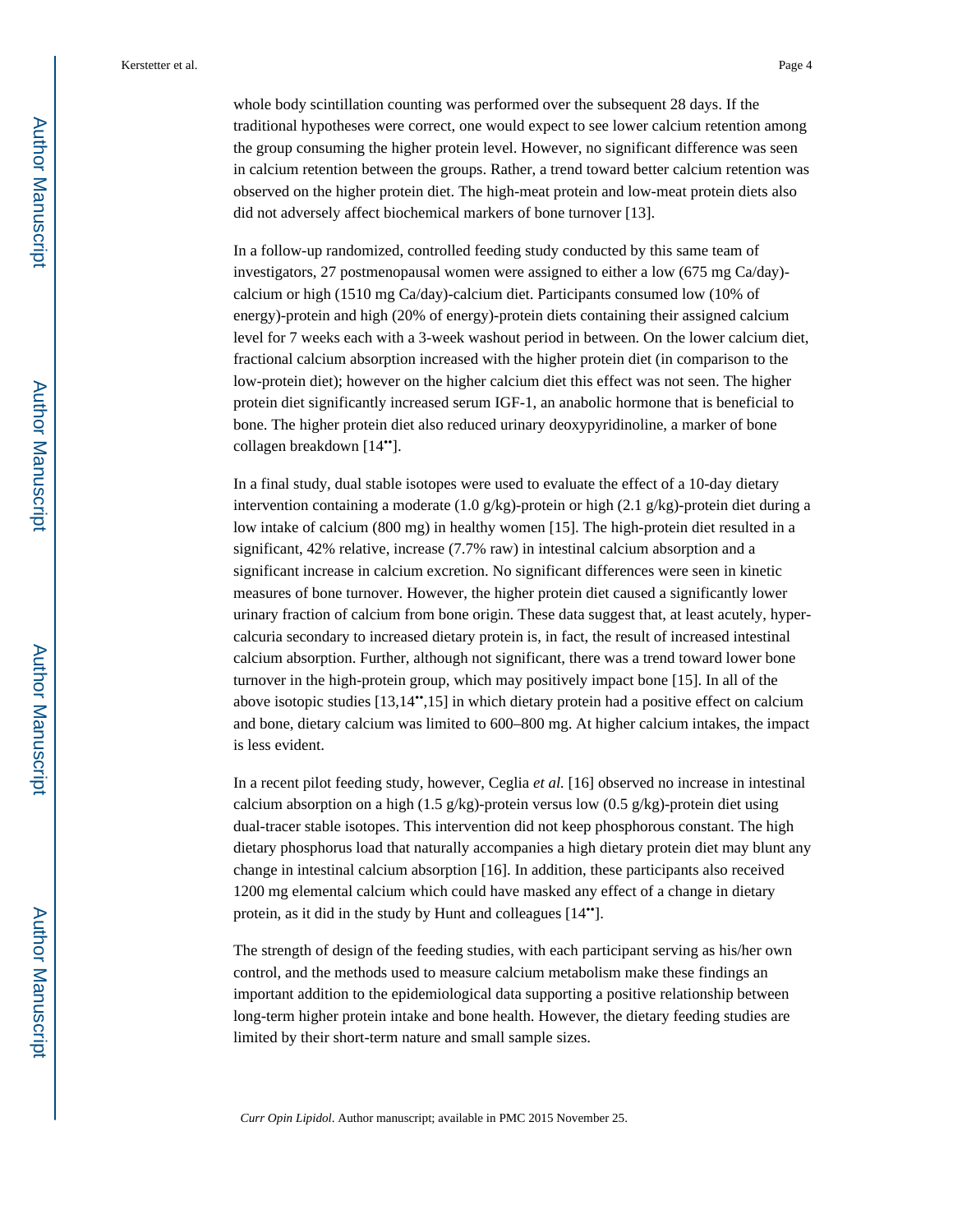whole body scintillation counting was performed over the subsequent 28 days. If the traditional hypotheses were correct, one would expect to see lower calcium retention among the group consuming the higher protein level. However, no significant difference was seen in calcium retention between the groups. Rather, a trend toward better calcium retention was observed on the higher protein diet. The high-meat protein and low-meat protein diets also did not adversely affect biochemical markers of bone turnover [13].

In a follow-up randomized, controlled feeding study conducted by this same team of investigators, 27 postmenopausal women were assigned to either a low (675 mg Ca/day)-calcium or high (1510 mg Ca/day)-calcium diet. Participants consumed low (10% of energy)-protein and high (20% of energy)-protein diets containing their assigned calcium level for 7 weeks each with a 3-week washout period in between. On the lower calcium diet, fractional calcium absorption increased with the higher protein diet (in comparison to the low-protein diet); however on the higher calcium diet this effect was not seen. The higher protein diet significantly increased serum IGF-1, an anabolic hormone that is beneficial to bone. The higher protein diet also reduced urinary deoxypyridinoline, a marker of bone collagen breakdown [14••].

In a final study, dual stable isotopes were used to evaluate the effect of a 10-day dietary intervention containing a moderate (1.0 g/kg)-protein or high (2.1 g/kg)-protein diet during a low intake of calcium (800 mg) in healthy women [15]. The high-protein diet resulted in a significant, 42% relative, increase (7.7% raw) in intestinal calcium absorption and a significant increase in calcium excretion. No significant differences were seen in kinetic measures of bone turnover. However, the higher protein diet caused a significantly lower urinary fraction of calcium from bone origin. These data suggest that, at least acutely, hyper-calcuria secondary to increased dietary protein is, in fact, the result of increased intestinal calcium absorption. Further, although not significant, there was a trend toward lower bone turnover in the high-protein group, which may positively impact bone [15]. In all of the above isotopic studies [13,14••,15] in which dietary protein had a positive effect on calcium and bone, dietary calcium was limited to 600–800 mg. At higher calcium intakes, the impact is less evident.

In a recent pilot feeding study, however, Ceglia *et al.* [16] observed no increase in intestinal calcium absorption on a high (1.5 g/kg)-protein versus low (0.5 g/kg)-protein diet using dual-tracer stable isotopes. This intervention did not keep phosphorous constant. The high dietary phosphorus load that naturally accompanies a high dietary protein diet may blunt any change in intestinal calcium absorption [16]. In addition, these participants also received 1200 mg elemental calcium which could have masked any effect of a change in dietary protein, as it did in the study by Hunt and colleagues [14••].

The strength of design of the feeding studies, with each participant serving as his/her own control, and the methods used to measure calcium metabolism make these findings an important addition to the epidemiological data supporting a positive relationship between long-term higher protein intake and bone health. However, the dietary feeding studies are limited by their short-term nature and small sample sizes.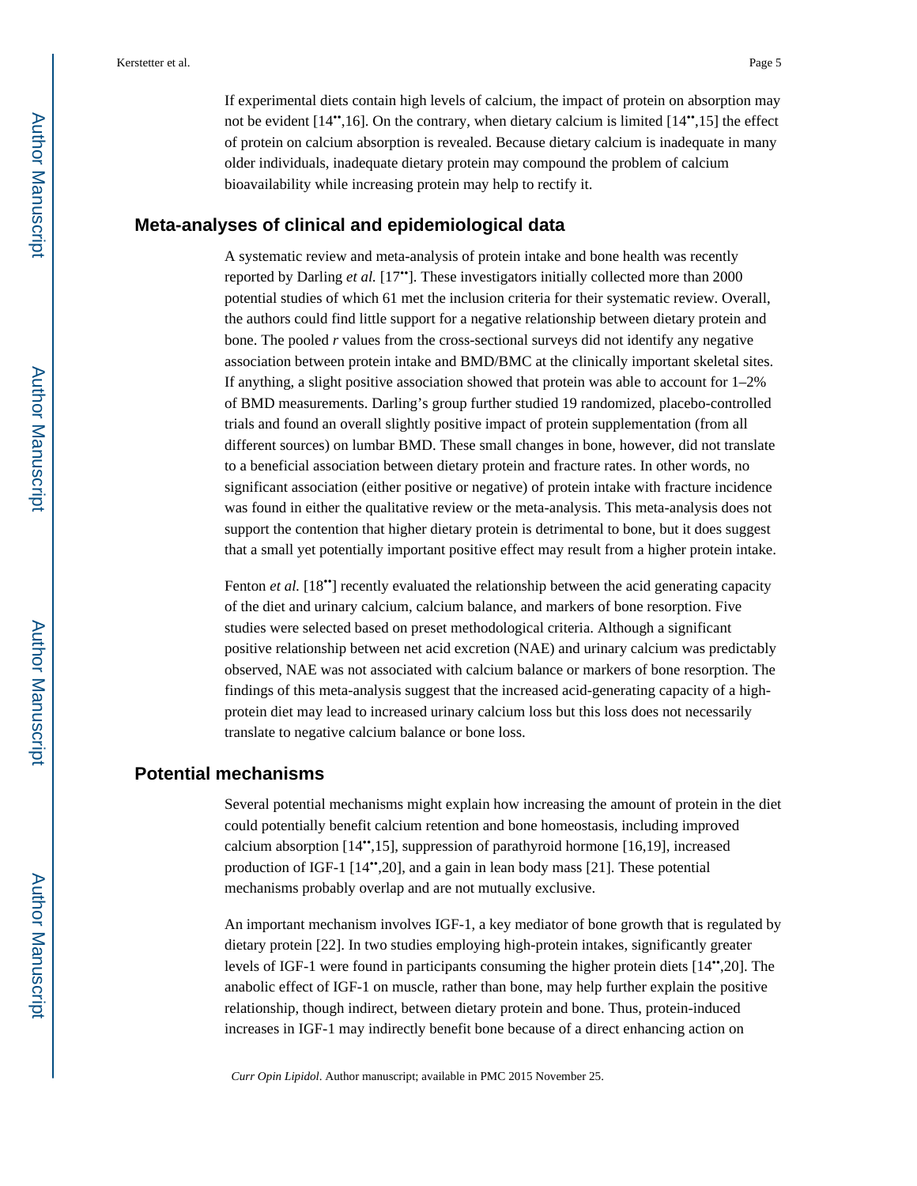If experimental diets contain high levels of calcium, the impact of protein on absorption may not be evident [14••,16]. On the contrary, when dietary calcium is limited [14••,15] the effect of protein on calcium absorption is revealed. Because dietary calcium is inadequate in many older individuals, inadequate dietary protein may compound the problem of calcium bioavailability while increasing protein may help to rectify it.

## Meta-analyses of clinical and epidemiological data

A systematic review and meta-analysis of protein intake and bone health was recently reported by Darling *et al.* [17••]. These investigators initially collected more than 2000 potential studies of which 61 met the inclusion criteria for their systematic review. Overall, the authors could find little support for a negative relationship between dietary protein and bone. The pooled *r* values from the cross-sectional surveys did not identify any negative association between protein intake and BMD/BMC at the clinically important skeletal sites. If anything, a slight positive association showed that protein was able to account for 1–2% of BMD measurements. Darling's group further studied 19 randomized, placebo-controlled trials and found an overall slightly positive impact of protein supplementation (from all different sources) on lumbar BMD. These small changes in bone, however, did not translate to a beneficial association between dietary protein and fracture rates. In other words, no significant association (either positive or negative) of protein intake with fracture incidence was found in either the qualitative review or the meta-analysis. This meta-analysis does not support the contention that higher dietary protein is detrimental to bone, but it does suggest that a small yet potentially important positive effect may result from a higher protein intake.

Fenton *et al.* [18••] recently evaluated the relationship between the acid generating capacity of the diet and urinary calcium, calcium balance, and markers of bone resorption. Five studies were selected based on preset methodological criteria. Although a significant positive relationship between net acid excretion (NAE) and urinary calcium was predictably observed, NAE was not associated with calcium balance or markers of bone resorption. The findings of this meta-analysis suggest that the increased acid-generating capacity of a high-protein diet may lead to increased urinary calcium loss but this loss does not necessarily translate to negative calcium balance or bone loss.

## Potential mechanisms

Several potential mechanisms might explain how increasing the amount of protein in the diet could potentially benefit calcium retention and bone homeostasis, including improved calcium absorption [14••,15], suppression of parathyroid hormone [16,19], increased production of IGF-1 [14••,20], and a gain in lean body mass [21]. These potential mechanisms probably overlap and are not mutually exclusive.

An important mechanism involves IGF-1, a key mediator of bone growth that is regulated by dietary protein [22]. In two studies employing high-protein intakes, significantly greater levels of IGF-1 were found in participants consuming the higher protein diets [14••,20]. The anabolic effect of IGF-1 on muscle, rather than bone, may help further explain the positive relationship, though indirect, between dietary protein and bone. Thus, protein-induced increases in IGF-1 may indirectly benefit bone because of a direct enhancing action on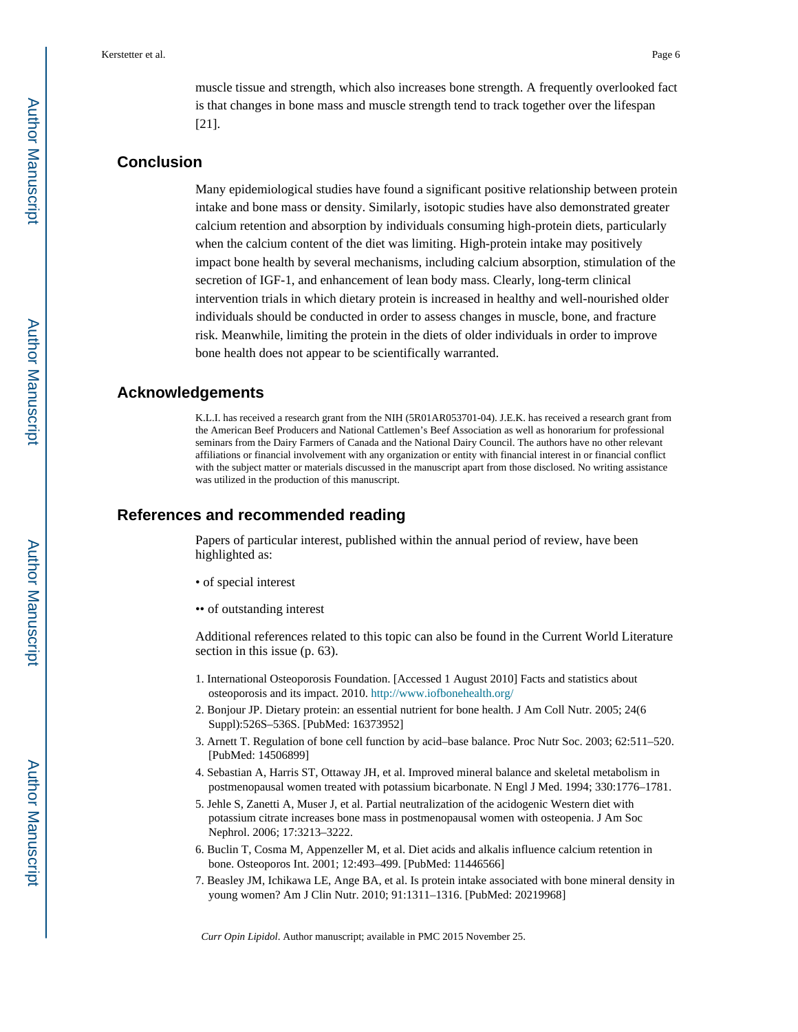muscle tissue and strength, which also increases bone strength. A frequently overlooked fact is that changes in bone mass and muscle strength tend to track together over the lifespan [21].

## Conclusion

Many epidemiological studies have found a significant positive relationship between protein intake and bone mass or density. Similarly, isotopic studies have also demonstrated greater calcium retention and absorption by individuals consuming high-protein diets, particularly when the calcium content of the diet was limiting. High-protein intake may positively impact bone health by several mechanisms, including calcium absorption, stimulation of the secretion of IGF-1, and enhancement of lean body mass. Clearly, long-term clinical intervention trials in which dietary protein is increased in healthy and well-nourished older individuals should be conducted in order to assess changes in muscle, bone, and fracture risk. Meanwhile, limiting the protein in the diets of older individuals in order to improve bone health does not appear to be scientifically warranted.

## Acknowledgements

K.L.I. has received a research grant from the NIH (5R01AR053701-04). J.E.K. has received a research grant from the American Beef Producers and National Cattlemen's Beef Association as well as honorarium for professional seminars from the Dairy Farmers of Canada and the National Dairy Council. The authors have no other relevant affiliations or financial involvement with any organization or entity with financial interest in or financial conflict with the subject matter or materials discussed in the manuscript apart from those disclosed. No writing assistance was utilized in the production of this manuscript.

## References and recommended reading

Papers of particular interest, published within the annual period of review, have been highlighted as:

• of special interest

•• of outstanding interest

Additional references related to this topic can also be found in the Current World Literature section in this issue (p. 63).

1. International Osteoporosis Foundation. [Accessed 1 August 2010] Facts and statistics about osteoporosis and its impact. 2010. http://www.iofbonehealth.org/
2. Bonjour JP. Dietary protein: an essential nutrient for bone health. J Am Coll Nutr. 2005; 24(6 Suppl):526S–536S. [PubMed: 16373952]
3. Arnett T. Regulation of bone cell function by acid–base balance. Proc Nutr Soc. 2003; 62:511–520. [PubMed: 14506899]
4. Sebastian A, Harris ST, Ottaway JH, et al. Improved mineral balance and skeletal metabolism in postmenopausal women treated with potassium bicarbonate. N Engl J Med. 1994; 330:1776–1781.
5. Jehle S, Zanetti A, Muser J, et al. Partial neutralization of the acidogenic Western diet with potassium citrate increases bone mass in postmenopausal women with osteopenia. J Am Soc Nephrol. 2006; 17:3213–3222.
6. Buclin T, Cosma M, Appenzeller M, et al. Diet acids and alkalis influence calcium retention in bone. Osteoporos Int. 2001; 12:493–499. [PubMed: 11446566]
7. Beasley JM, Ichikawa LE, Ange BA, et al. Is protein intake associated with bone mineral density in young women? Am J Clin Nutr. 2010; 91:1311–1316. [PubMed: 20219968]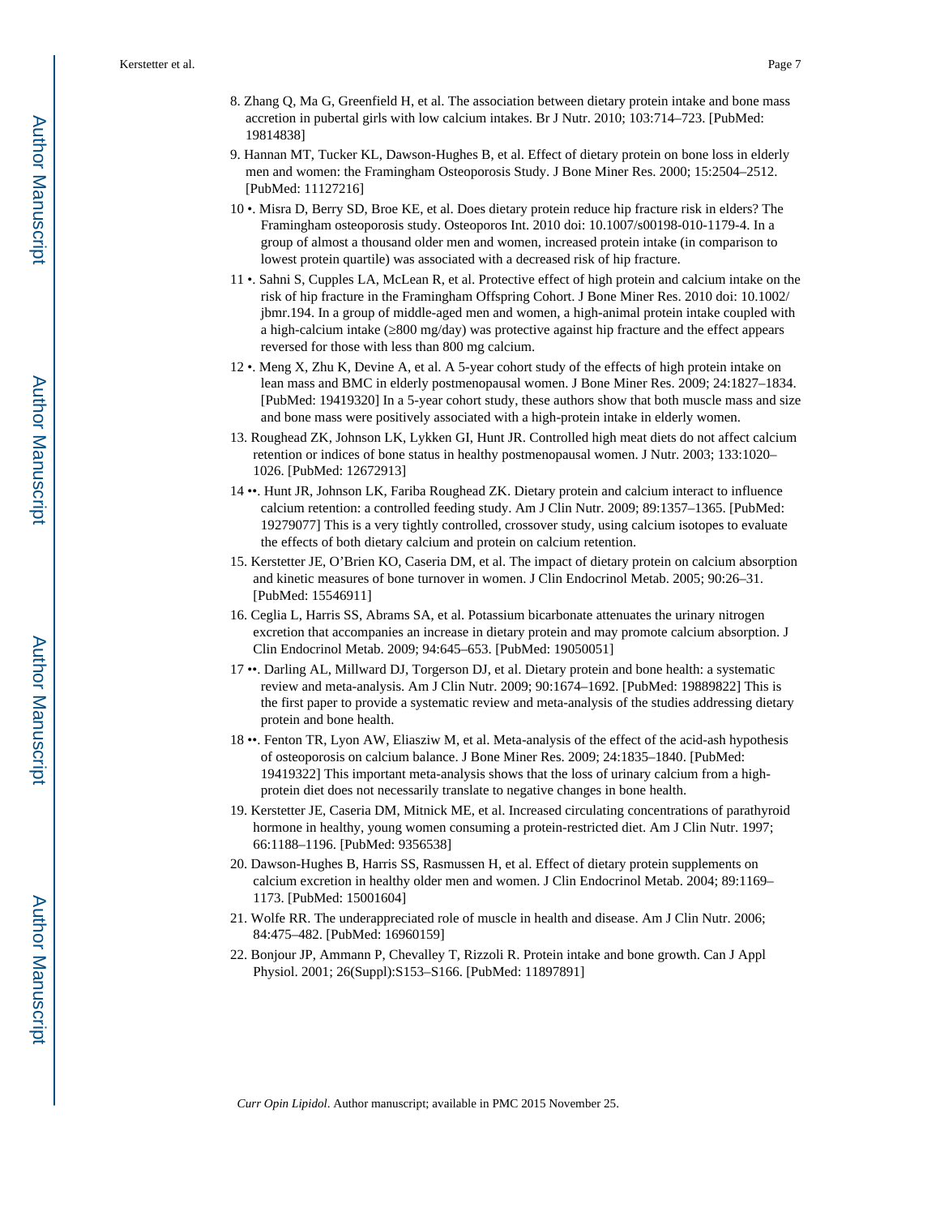8. Zhang Q, Ma G, Greenfield H, et al. The association between dietary protein intake and bone mass accretion in pubertal girls with low calcium intakes. Br J Nutr. 2010; 103:714–723. [PubMed: 19814838]

9. Hannan MT, Tucker KL, Dawson-Hughes B, et al. Effect of dietary protein on bone loss in elderly men and women: the Framingham Osteoporosis Study. J Bone Miner Res. 2000; 15:2504–2512. [PubMed: 11127216]

10 •. Misra D, Berry SD, Broe KE, et al. Does dietary protein reduce hip fracture risk in elders? The Framingham osteoporosis study. Osteoporos Int. 2010 doi: 10.1007/s00198-010-1179-4. In a group of almost a thousand older men and women, increased protein intake (in comparison to lowest protein quartile) was associated with a decreased risk of hip fracture.

11 •. Sahni S, Cupples LA, McLean R, et al. Protective effect of high protein and calcium intake on the risk of hip fracture in the Framingham Offspring Cohort. J Bone Miner Res. 2010 doi: 10.1002/jbmr.194. In a group of middle-aged men and women, a high-animal protein intake coupled with a high-calcium intake (≥800 mg/day) was protective against hip fracture and the effect appears reversed for those with less than 800 mg calcium.

12 •. Meng X, Zhu K, Devine A, et al. A 5-year cohort study of the effects of high protein intake on lean mass and BMC in elderly postmenopausal women. J Bone Miner Res. 2009; 24:1827–1834. [PubMed: 19419320] In a 5-year cohort study, these authors show that both muscle mass and size and bone mass were positively associated with a high-protein intake in elderly women.

13. Roughead ZK, Johnson LK, Lykken GI, Hunt JR. Controlled high meat diets do not affect calcium retention or indices of bone status in healthy postmenopausal women. J Nutr. 2003; 133:1020–1026. [PubMed: 12672913]

14 ••. Hunt JR, Johnson LK, Fariba Roughead ZK. Dietary protein and calcium interact to influence calcium retention: a controlled feeding study. Am J Clin Nutr. 2009; 89:1357–1365. [PubMed: 19279077] This is a very tightly controlled, crossover study, using calcium isotopes to evaluate the effects of both dietary calcium and protein on calcium retention.

15. Kerstetter JE, O'Brien KO, Caseria DM, et al. The impact of dietary protein on calcium absorption and kinetic measures of bone turnover in women. J Clin Endocrinol Metab. 2005; 90:26–31. [PubMed: 15546911]

16. Ceglia L, Harris SS, Abrams SA, et al. Potassium bicarbonate attenuates the urinary nitrogen excretion that accompanies an increase in dietary protein and may promote calcium absorption. J Clin Endocrinol Metab. 2009; 94:645–653. [PubMed: 19050051]

17 ••. Darling AL, Millward DJ, Torgerson DJ, et al. Dietary protein and bone health: a systematic review and meta-analysis. Am J Clin Nutr. 2009; 90:1674–1692. [PubMed: 19889822] This is the first paper to provide a systematic review and meta-analysis of the studies addressing dietary protein and bone health.

18 ••. Fenton TR, Lyon AW, Eliasziw M, et al. Meta-analysis of the effect of the acid-ash hypothesis of osteoporosis on calcium balance. J Bone Miner Res. 2009; 24:1835–1840. [PubMed: 19419322] This important meta-analysis shows that the loss of urinary calcium from a high-protein diet does not necessarily translate to negative changes in bone health.

19. Kerstetter JE, Caseria DM, Mitnick ME, et al. Increased circulating concentrations of parathyroid hormone in healthy, young women consuming a protein-restricted diet. Am J Clin Nutr. 1997; 66:1188–1196. [PubMed: 9356538]

20. Dawson-Hughes B, Harris SS, Rasmussen H, et al. Effect of dietary protein supplements on calcium excretion in healthy older men and women. J Clin Endocrinol Metab. 2004; 89:1169–1173. [PubMed: 15001604]

21. Wolfe RR. The underappreciated role of muscle in health and disease. Am J Clin Nutr. 2006; 84:475–482. [PubMed: 16960159]

22. Bonjour JP, Ammann P, Chevalley T, Rizzoli R. Protein intake and bone growth. Can J Appl Physiol. 2001; 26(Suppl):S153–S166. [PubMed: 11897891]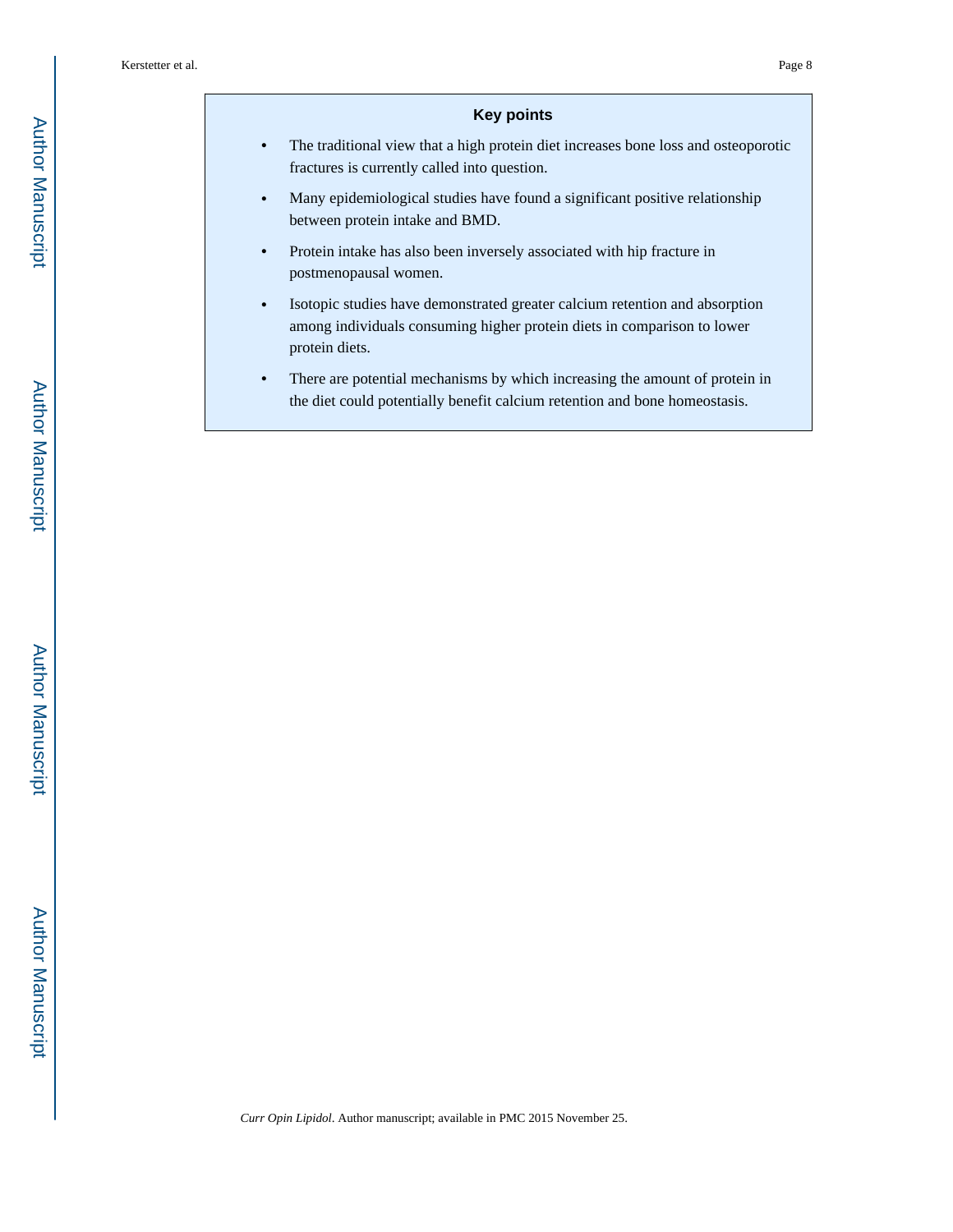### Key points

- The traditional view that a high protein diet increases bone loss and osteoporotic fractures is currently called into question.
- Many epidemiological studies have found a significant positive relationship between protein intake and BMD.
- Protein intake has also been inversely associated with hip fracture in postmenopausal women.
- Isotopic studies have demonstrated greater calcium retention and absorption among individuals consuming higher protein diets in comparison to lower protein diets.
- There are potential mechanisms by which increasing the amount of protein in the diet could potentially benefit calcium retention and bone homeostasis.